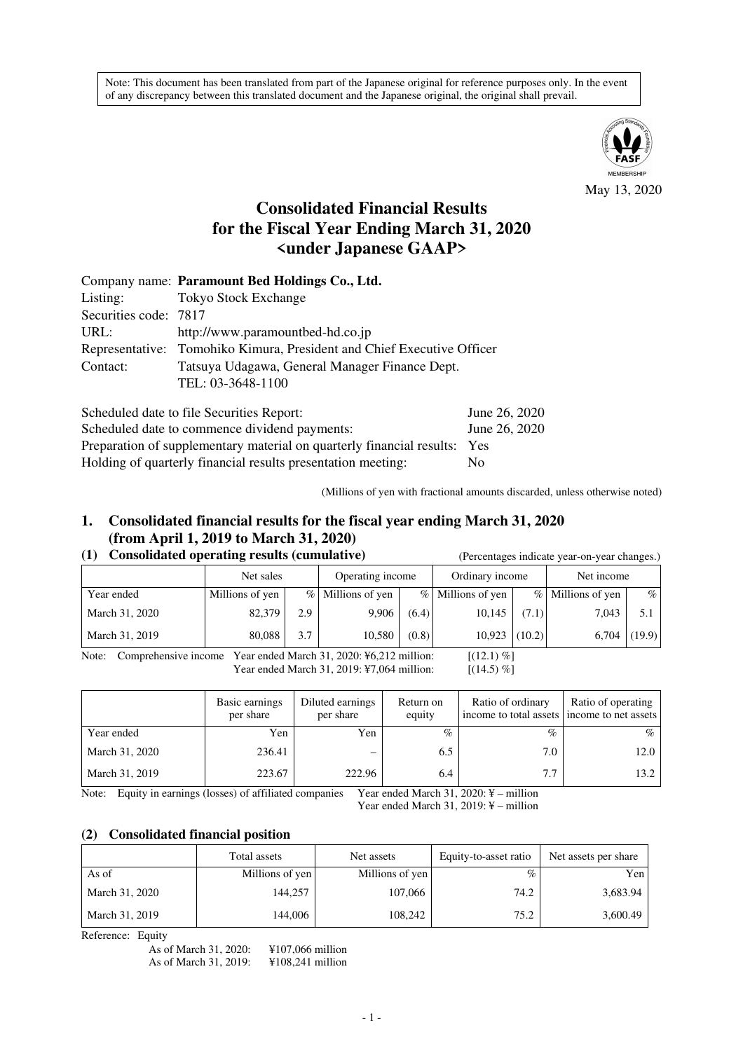Note: This document has been translated from part of the Japanese original for reference purposes only. In the event of any discrepancy between this translated document and the Japanese original, the original shall prevail.

May 13, 2020

# Consolidated Financial Results for the Fiscal Year Ending March 31, 2020 <under Japanese GAAP>

Company name: **Paramount Bed Holdings Co., Ltd.**
Listing: Tokyo Stock Exchange
Securities code: 7817
URL: http://www.paramountbed-hd.co.jp
Representative: Tomohiko Kimura, President and Chief Executive Officer
Contact: Tatsuya Udagawa, General Manager Finance Dept.
TEL: 03-3648-1100

Scheduled date to file Securities Report: June 26, 2020
Scheduled date to commence dividend payments: June 26, 2020
Preparation of supplementary material on quarterly financial results: Yes
Holding of quarterly financial results presentation meeting: No

(Millions of yen with fractional amounts discarded, unless otherwise noted)

## 1. Consolidated financial results for the fiscal year ending March 31, 2020 (from April 1, 2019 to March 31, 2020)

### (1) Consolidated operating results (cumulative)

(Percentages indicate year-on-year changes.)

| | Net sales | | Operating income | | Ordinary income | | Net income | |
|---|---|---|---|---|---|---|---|---|
| Year ended | Millions of yen | % | Millions of yen | % | Millions of yen | % | Millions of yen | % |
| March 31, 2020 | 82,379 | 2.9 | 9,906 | (6.4) | 10,145 | (7.1) | 7,043 | 5.1 |
| March 31, 2019 | 80,088 | 3.7 | 10,580 | (0.8) | 10,923 | (10.2) | 6,704 | (19.9) |

Note: Comprehensive income Year ended March 31, 2020: ¥6,212 million: [(12.1) %]
Year ended March 31, 2019: ¥7,064 million: [(14.5) %]

| | Basic earnings per share | Diluted earnings per share | Return on equity | Ratio of ordinary income to total assets | Ratio of operating income to net assets |
|---|---|---|---|---|---|
| Year ended | Yen | Yen | % | % | % |
| March 31, 2020 | 236.41 | – | 6.5 | 7.0 | 12.0 |
| March 31, 2019 | 223.67 | 222.96 | 6.4 | 7.7 | 13.2 |

Note: Equity in earnings (losses) of affiliated companies Year ended March 31, 2020: ¥ – million
Year ended March 31, 2019: ¥ – million

### (2) Consolidated financial position

| | Total assets | Net assets | Equity-to-asset ratio | Net assets per share |
|---|---|---|---|---|
| As of | Millions of yen | Millions of yen | % | Yen |
| March 31, 2020 | 144,257 | 107,066 | 74.2 | 3,683.94 |
| March 31, 2019 | 144,006 | 108,242 | 75.2 | 3,600.49 |

Reference: Equity
As of March 31, 2020: ¥107,066 million
As of March 31, 2019: ¥108,241 million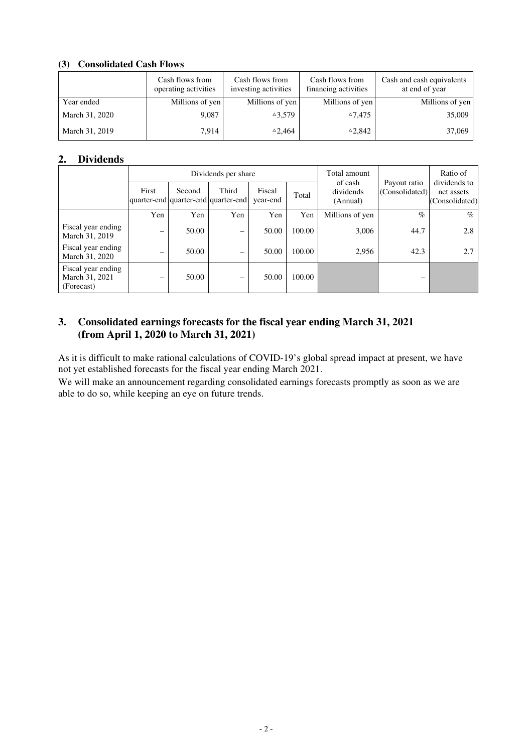### (3) Consolidated Cash Flows

| | Cash flows from operating activities | Cash flows from investing activities | Cash flows from financing activities | Cash and cash equivalents at end of year |
|---|---|---|---|---|
| Year ended | Millions of yen | Millions of yen | Millions of yen | Millions of yen |
| March 31, 2020 | 9,087 | △3,579 | △7,475 | 35,009 |
| March 31, 2019 | 7,914 | △2,464 | △2,842 | 37,069 |

## 2. Dividends

| | Dividends per share | | | | | Total amount of cash dividends (Annual) | Payout ratio (Consolidated) | Ratio of dividends to net assets (Consolidated) |
|---|---|---|---|---|---|---|---|---|
| | First quarter-end | Second quarter-end | Third quarter-end | Fiscal year-end | Total | | | |
| | Yen | Yen | Yen | Yen | Yen | Millions of yen | % | % |
| Fiscal year ending March 31, 2019 | – | 50.00 | – | 50.00 | 100.00 | 3,006 | 44.7 | 2.8 |
| Fiscal year ending March 31, 2020 | – | 50.00 | – | 50.00 | 100.00 | 2,956 | 42.3 | 2.7 |
| Fiscal year ending March 31, 2021 (Forecast) | – | 50.00 | – | 50.00 | 100.00 | | – | |

## 3. Consolidated earnings forecasts for the fiscal year ending March 31, 2021 (from April 1, 2020 to March 31, 2021)

As it is difficult to make rational calculations of COVID-19's global spread impact at present, we have not yet established forecasts for the fiscal year ending March 2021.

We will make an announcement regarding consolidated earnings forecasts promptly as soon as we are able to do so, while keeping an eye on future trends.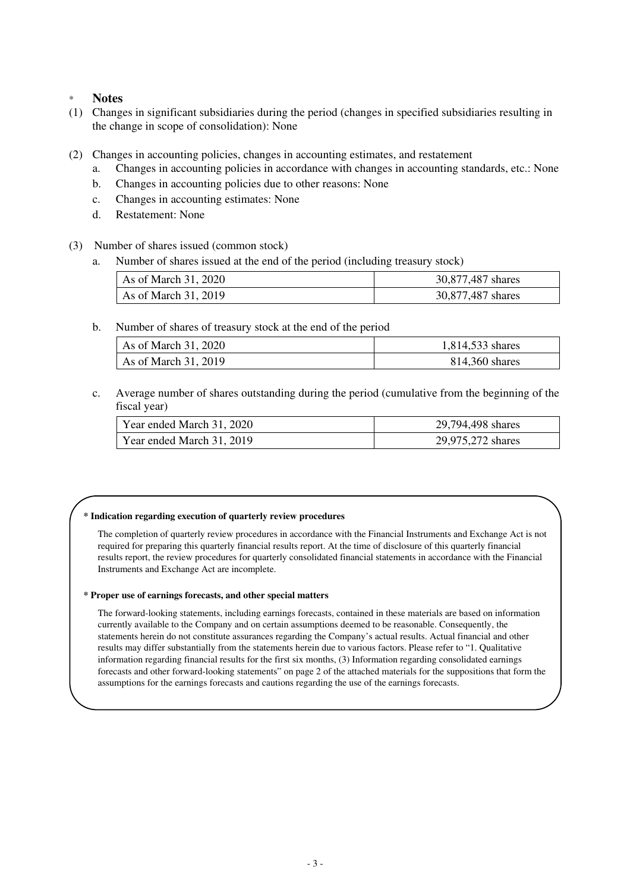## * Notes

(1) Changes in significant subsidiaries during the period (changes in specified subsidiaries resulting in the change in scope of consolidation): None

(2) Changes in accounting policies, changes in accounting estimates, and restatement
   a. Changes in accounting policies in accordance with changes in accounting standards, etc.: None
   b. Changes in accounting policies due to other reasons: None
   c. Changes in accounting estimates: None
   d. Restatement: None

(3) Number of shares issued (common stock)
   a. Number of shares issued at the end of the period (including treasury stock)

| | |
|---|---|
| As of March 31, 2020 | 30,877,487 shares |
| As of March 31, 2019 | 30,877,487 shares |

   b. Number of shares of treasury stock at the end of the period

| | |
|---|---|
| As of March 31, 2020 | 1,814,533 shares |
| As of March 31, 2019 | 814,360 shares |

   c. Average number of shares outstanding during the period (cumulative from the beginning of the fiscal year)

| | |
|---|---|
| Year ended March 31, 2020 | 29,794,498 shares |
| Year ended March 31, 2019 | 29,975,272 shares |

**\* Indication regarding execution of quarterly review procedures**

The completion of quarterly review procedures in accordance with the Financial Instruments and Exchange Act is not required for preparing this quarterly financial results report. At the time of disclosure of this quarterly financial results report, the review procedures for quarterly consolidated financial statements in accordance with the Financial Instruments and Exchange Act are incomplete.

**\* Proper use of earnings forecasts, and other special matters**

The forward-looking statements, including earnings forecasts, contained in these materials are based on information currently available to the Company and on certain assumptions deemed to be reasonable. Consequently, the statements herein do not constitute assurances regarding the Company's actual results. Actual financial and other results may differ substantially from the statements herein due to various factors. Please refer to "1. Qualitative information regarding financial results for the first six months, (3) Information regarding consolidated earnings forecasts and other forward-looking statements" on page 2 of the attached materials for the suppositions that form the assumptions for the earnings forecasts and cautions regarding the use of the earnings forecasts.